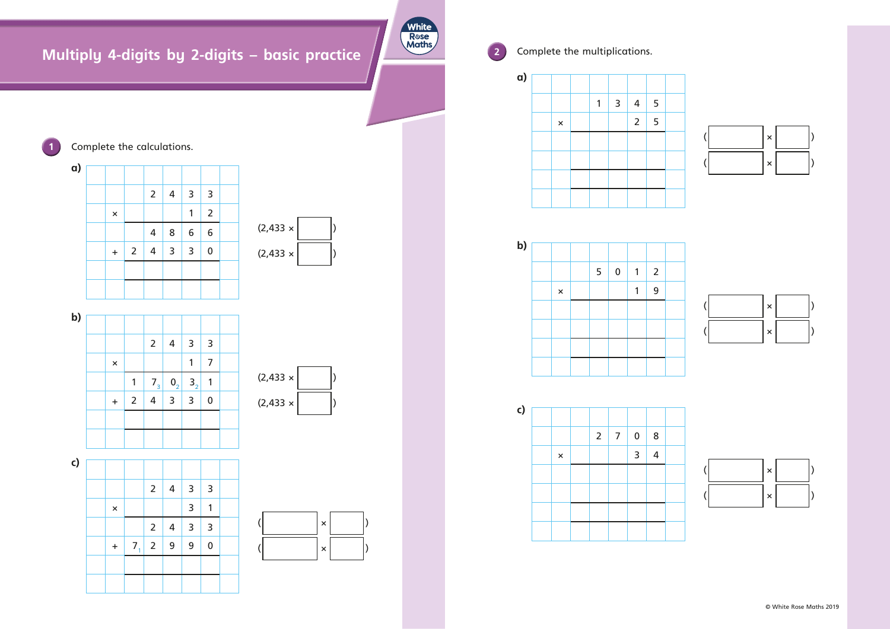# Multiply 4-digits by 2-digits – basic practice

**1** Complete the calculations.

**a)**

| | | | | | | |
|---|---|---|---|---|---|---|
| | | | 2 | 4 | 3 | 3 |
| × | | | | | 1 | 2 |
| | | | 4 | 8 | 6 | 6 |
| + | 2 | 4 | 3 | 3 | 0 | |
| | | | | | | |

(2,433 × ☐)

(2,433 × ☐)

**b)**

| | | | | | | |
|---|---|---|---|---|---|---|
| | | | 2 | 4 | 3 | 3 |
| × | | | | | 1 | 7 |
| | | 1 | $7_3$ | $0_2$ | $3_2$ | 1 |
| + | 2 | 4 | 3 | 3 | 0 | |
| | | | | | | |

(2,433 × ☐)

(2,433 × ☐)

**c)**

| | | | | | | |
|---|---|---|---|---|---|---|
| | | | 2 | 4 | 3 | 3 |
| × | | | | | 3 | 1 |
| | | | 2 | 4 | 3 | 3 |
| + | $7_1$ | 2 | 9 | 9 | 0 | |
| | | | | | | |

(☐ × ☐)

(☐ × ☐)

**2** Complete the multiplications.

**a)**

| | | | | | |
|---|---|---|---|---|---|
| | | 1 | 3 | 4 | 5 |
| × | | | | 2 | 5 |
| | | | | | |
| | | | | | |
| | | | | | |

(☐ × ☐)

(☐ × ☐)

**b)**

| | | | | | |
|---|---|---|---|---|---|
| | | 5 | 0 | 1 | 2 |
| × | | | | 1 | 9 |
| | | | | | |
| | | | | | |
| | | | | | |

(☐ × ☐)

(☐ × ☐)

**c)**

| | | | | | |
|---|---|---|---|---|---|
| | | 2 | 7 | 0 | 8 |
| × | | | | 3 | 4 |
| | | | | | |
| | | | | | |
| | | | | | |

(☐ × ☐)

(☐ × ☐)

© White Rose Maths 2019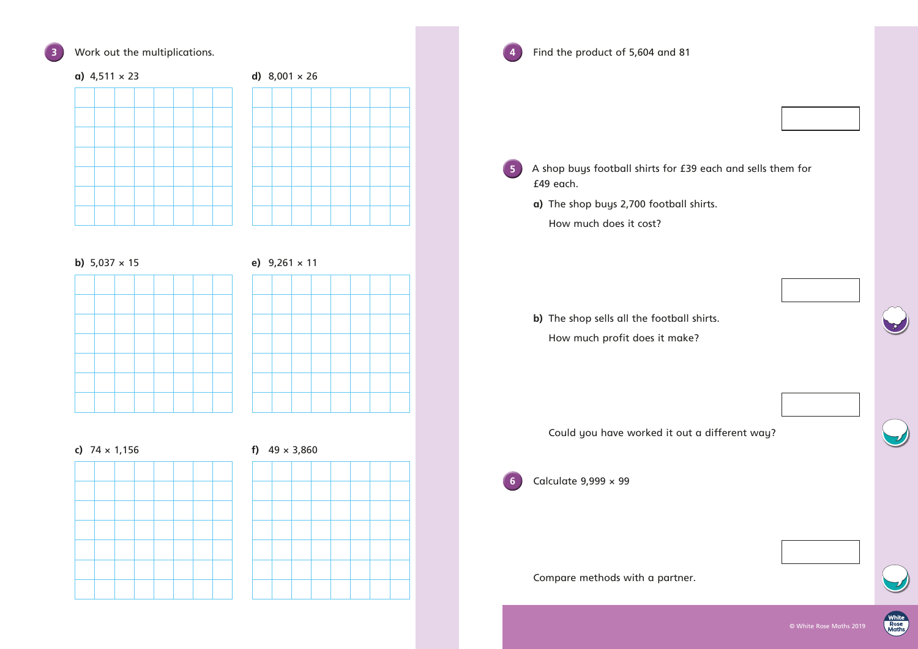3. Work out the multiplications.

a) $4{,}511 \times 23$

d) $8{,}001 \times 26$

b) $5{,}037 \times 15$

e) $9{,}261 \times 11$

c) $74 \times 1{,}156$

f) $49 \times 3{,}860$

4. Find the product of 5,604 and 81

5. A shop buys football shirts for £39 each and sells them for £49 each.

a) The shop buys 2,700 football shirts.

How much does it cost?

b) The shop sells all the football shirts.

How much profit does it make?

Could you have worked it out a different way?

6. Calculate $9{,}999 \times 99$

Compare methods with a partner.